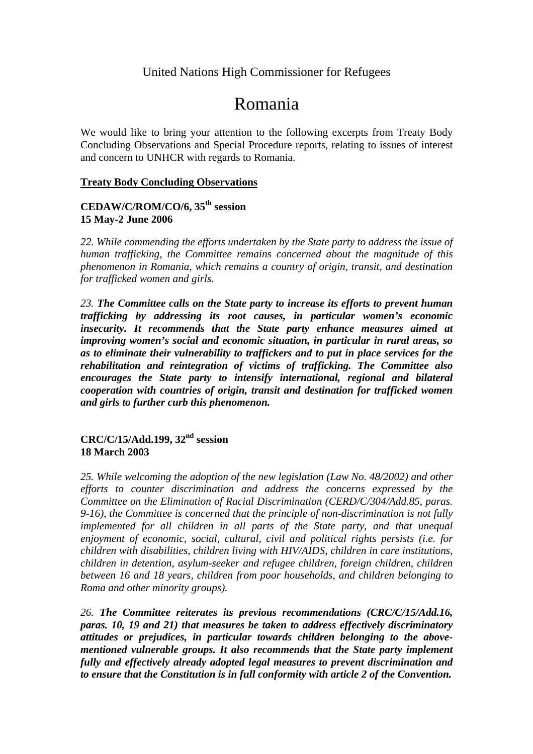United Nations High Commissioner for Refugees

# Romania

We would like to bring your attention to the following excerpts from Treaty Body Concluding Observations and Special Procedure reports, relating to issues of interest and concern to UNHCR with regards to Romania.

## Treaty Body Concluding Observations

### CEDAW/C/ROM/CO/6, 35th session
### 15 May-2 June 2006

*22. While commending the efforts undertaken by the State party to address the issue of human trafficking, the Committee remains concerned about the magnitude of this phenomenon in Romania, which remains a country of origin, transit, and destination for trafficked women and girls.*

*23.* ***The Committee calls on the State party to increase its efforts to prevent human trafficking by addressing its root causes, in particular women's economic insecurity. It recommends that the State party enhance measures aimed at improving women's social and economic situation, in particular in rural areas, so as to eliminate their vulnerability to traffickers and to put in place services for the rehabilitation and reintegration of victims of trafficking. The Committee also encourages the State party to intensify international, regional and bilateral cooperation with countries of origin, transit and destination for trafficked women and girls to further curb this phenomenon.***

### CRC/C/15/Add.199, 32nd session
### 18 March 2003

*25. While welcoming the adoption of the new legislation (Law No. 48/2002) and other efforts to counter discrimination and address the concerns expressed by the Committee on the Elimination of Racial Discrimination (CERD/C/304/Add.85, paras. 9-16), the Committee is concerned that the principle of non-discrimination is not fully implemented for all children in all parts of the State party, and that unequal enjoyment of economic, social, cultural, civil and political rights persists (i.e. for children with disabilities, children living with HIV/AIDS, children in care institutions, children in detention, asylum-seeker and refugee children, foreign children, children between 16 and 18 years, children from poor households, and children belonging to Roma and other minority groups).*

*26.* ***The Committee reiterates its previous recommendations (CRC/C/15/Add.16, paras. 10, 19 and 21) that measures be taken to address effectively discriminatory attitudes or prejudices, in particular towards children belonging to the above-mentioned vulnerable groups. It also recommends that the State party implement fully and effectively already adopted legal measures to prevent discrimination and to ensure that the Constitution is in full conformity with article 2 of the Convention.***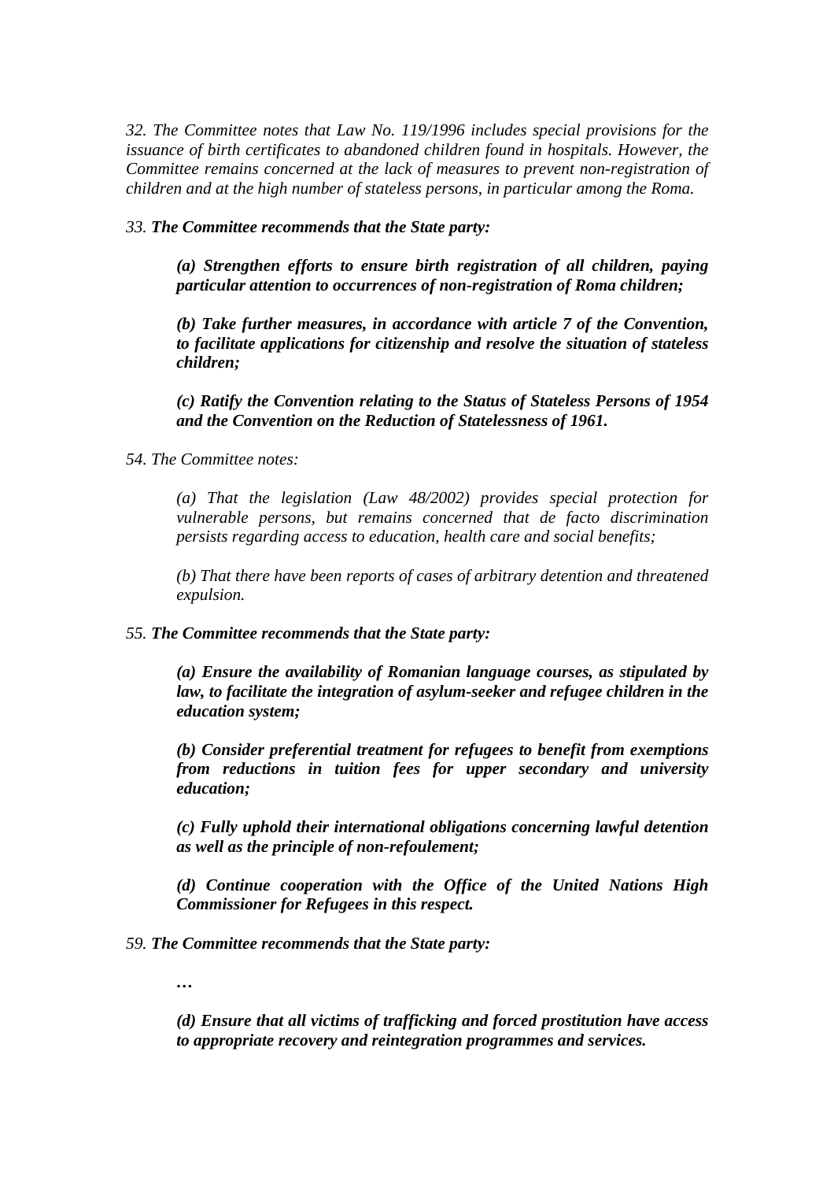*32. The Committee notes that Law No. 119/1996 includes special provisions for the issuance of birth certificates to abandoned children found in hospitals. However, the Committee remains concerned at the lack of measures to prevent non-registration of children and at the high number of stateless persons, in particular among the Roma.*

*33.* ***The Committee recommends that the State party:***

> ***(a) Strengthen efforts to ensure birth registration of all children, paying particular attention to occurrences of non-registration of Roma children;***
>
> ***(b) Take further measures, in accordance with article 7 of the Convention, to facilitate applications for citizenship and resolve the situation of stateless children;***
>
> ***(c) Ratify the Convention relating to the Status of Stateless Persons of 1954 and the Convention on the Reduction of Statelessness of 1961.***

*54. The Committee notes:*

> *(a) That the legislation (Law 48/2002) provides special protection for vulnerable persons, but remains concerned that de facto discrimination persists regarding access to education, health care and social benefits;*
>
> *(b) That there have been reports of cases of arbitrary detention and threatened expulsion.*

*55.* ***The Committee recommends that the State party:***

> ***(a) Ensure the availability of Romanian language courses, as stipulated by law, to facilitate the integration of asylum-seeker and refugee children in the education system;***
>
> ***(b) Consider preferential treatment for refugees to benefit from exemptions from reductions in tuition fees for upper secondary and university education;***
>
> ***(c) Fully uphold their international obligations concerning lawful detention as well as the principle of non-refoulement;***
>
> ***(d) Continue cooperation with the Office of the United Nations High Commissioner for Refugees in this respect.***

*59.* ***The Committee recommends that the State party:***

> ***…***
>
> ***(d) Ensure that all victims of trafficking and forced prostitution have access to appropriate recovery and reintegration programmes and services.***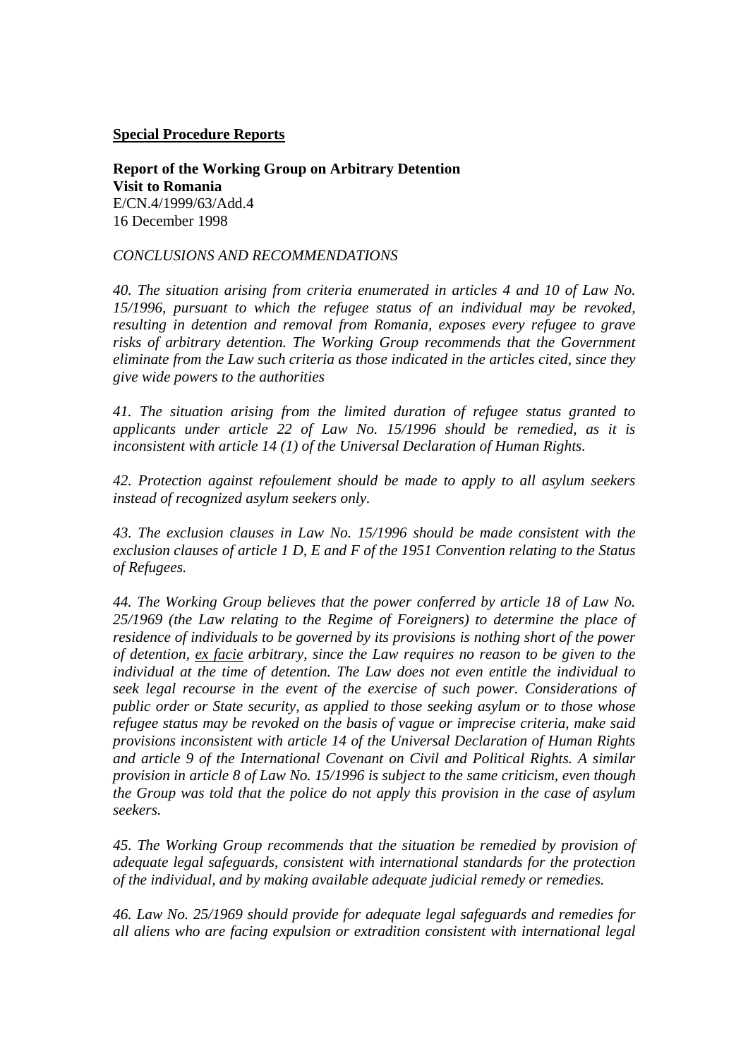**Special Procedure Reports**

**Report of the Working Group on Arbitrary Detention**
**Visit to Romania**
E/CN.4/1999/63/Add.4
16 December 1998

*CONCLUSIONS AND RECOMMENDATIONS*

*40. The situation arising from criteria enumerated in articles 4 and 10 of Law No. 15/1996, pursuant to which the refugee status of an individual may be revoked, resulting in detention and removal from Romania, exposes every refugee to grave risks of arbitrary detention. The Working Group recommends that the Government eliminate from the Law such criteria as those indicated in the articles cited, since they give wide powers to the authorities*

*41. The situation arising from the limited duration of refugee status granted to applicants under article 22 of Law No. 15/1996 should be remedied, as it is inconsistent with article 14 (1) of the Universal Declaration of Human Rights.*

*42. Protection against refoulement should be made to apply to all asylum seekers instead of recognized asylum seekers only.*

*43. The exclusion clauses in Law No. 15/1996 should be made consistent with the exclusion clauses of article 1 D, E and F of the 1951 Convention relating to the Status of Refugees.*

*44. The Working Group believes that the power conferred by article 18 of Law No. 25/1969 (the Law relating to the Regime of Foreigners) to determine the place of residence of individuals to be governed by its provisions is nothing short of the power of detention, ex facie arbitrary, since the Law requires no reason to be given to the individual at the time of detention. The Law does not even entitle the individual to seek legal recourse in the event of the exercise of such power. Considerations of public order or State security, as applied to those seeking asylum or to those whose refugee status may be revoked on the basis of vague or imprecise criteria, make said provisions inconsistent with article 14 of the Universal Declaration of Human Rights and article 9 of the International Covenant on Civil and Political Rights. A similar provision in article 8 of Law No. 15/1996 is subject to the same criticism, even though the Group was told that the police do not apply this provision in the case of asylum seekers.*

*45. The Working Group recommends that the situation be remedied by provision of adequate legal safeguards, consistent with international standards for the protection of the individual, and by making available adequate judicial remedy or remedies.*

*46. Law No. 25/1969 should provide for adequate legal safeguards and remedies for all aliens who are facing expulsion or extradition consistent with international legal*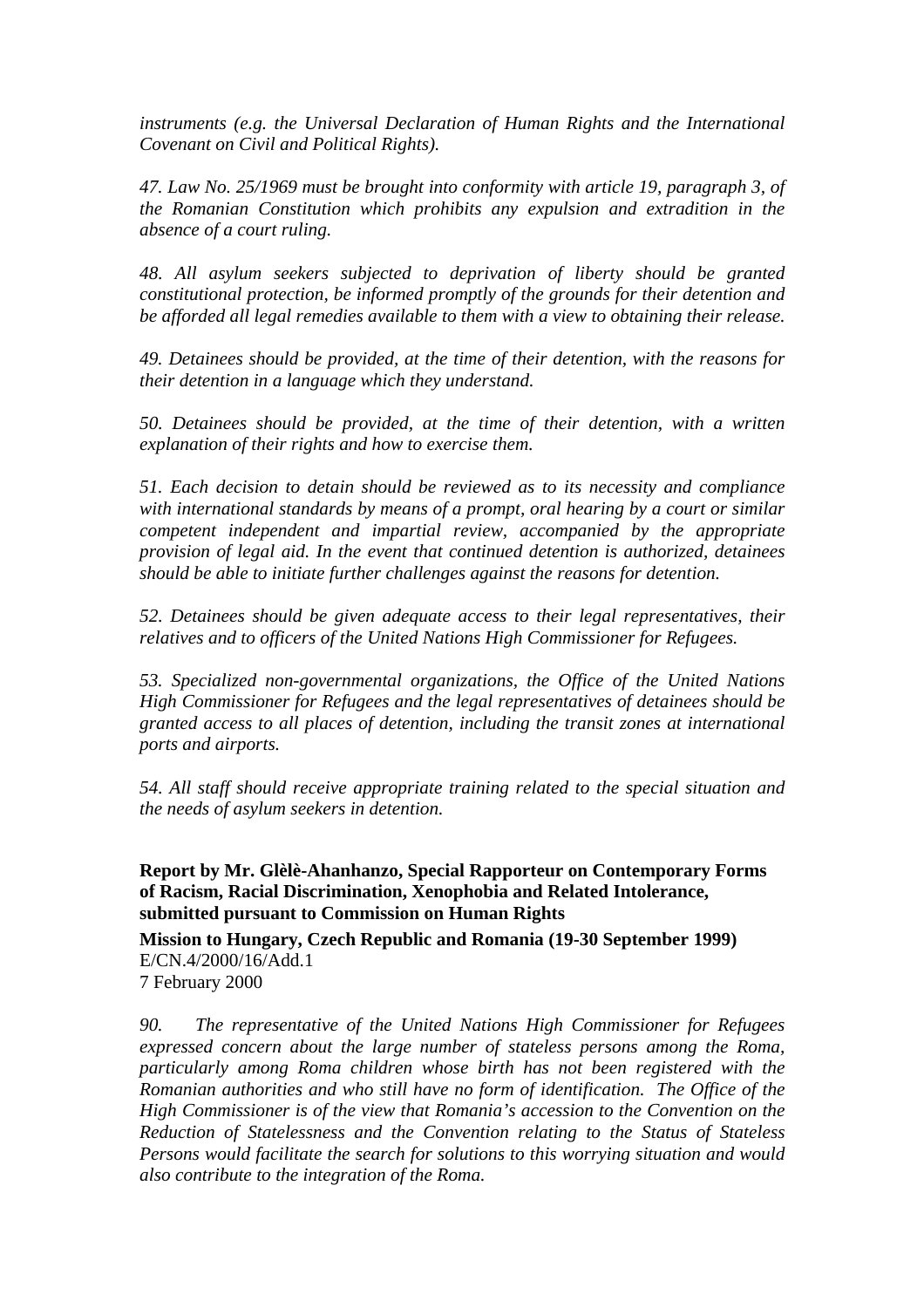*instruments (e.g. the Universal Declaration of Human Rights and the International Covenant on Civil and Political Rights).*

*47. Law No. 25/1969 must be brought into conformity with article 19, paragraph 3, of the Romanian Constitution which prohibits any expulsion and extradition in the absence of a court ruling.*

*48. All asylum seekers subjected to deprivation of liberty should be granted constitutional protection, be informed promptly of the grounds for their detention and be afforded all legal remedies available to them with a view to obtaining their release.*

*49. Detainees should be provided, at the time of their detention, with the reasons for their detention in a language which they understand.*

*50. Detainees should be provided, at the time of their detention, with a written explanation of their rights and how to exercise them.*

*51. Each decision to detain should be reviewed as to its necessity and compliance with international standards by means of a prompt, oral hearing by a court or similar competent independent and impartial review, accompanied by the appropriate provision of legal aid. In the event that continued detention is authorized, detainees should be able to initiate further challenges against the reasons for detention.*

*52. Detainees should be given adequate access to their legal representatives, their relatives and to officers of the United Nations High Commissioner for Refugees.*

*53. Specialized non-governmental organizations, the Office of the United Nations High Commissioner for Refugees and the legal representatives of detainees should be granted access to all places of detention, including the transit zones at international ports and airports.*

*54. All staff should receive appropriate training related to the special situation and the needs of asylum seekers in detention.*

**Report by Mr. Glèlè-Ahanhanzo, Special Rapporteur on Contemporary Forms of Racism, Racial Discrimination, Xenophobia and Related Intolerance, submitted pursuant to Commission on Human Rights**

**Mission to Hungary, Czech Republic and Romania (19-30 September 1999)**
E/CN.4/2000/16/Add.1
7 February 2000

*90. The representative of the United Nations High Commissioner for Refugees expressed concern about the large number of stateless persons among the Roma, particularly among Roma children whose birth has not been registered with the Romanian authorities and who still have no form of identification. The Office of the High Commissioner is of the view that Romania's accession to the Convention on the Reduction of Statelessness and the Convention relating to the Status of Stateless Persons would facilitate the search for solutions to this worrying situation and would also contribute to the integration of the Roma.*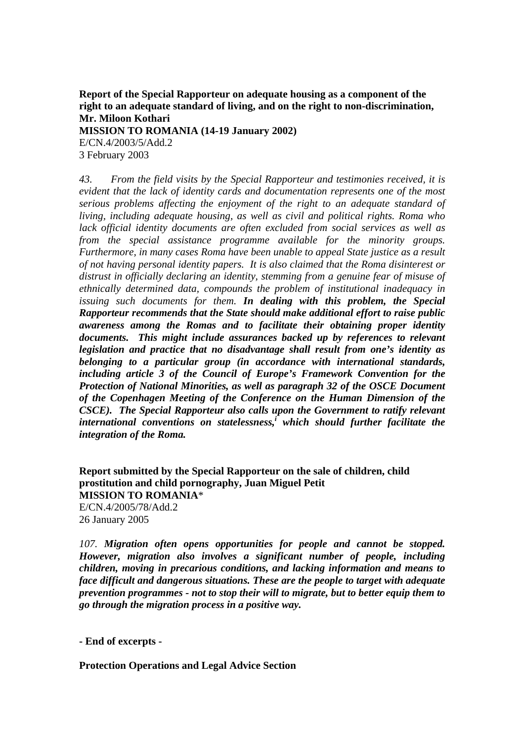**Report of the Special Rapporteur on adequate housing as a component of the right to an adequate standard of living, and on the right to non-discrimination, Mr. Miloon Kothari**
**MISSION TO ROMANIA (14-19 January 2002)**
E/CN.4/2003/5/Add.2
3 February 2003

*43. From the field visits by the Special Rapporteur and testimonies received, it is evident that the lack of identity cards and documentation represents one of the most serious problems affecting the enjoyment of the right to an adequate standard of living, including adequate housing, as well as civil and political rights. Roma who lack official identity documents are often excluded from social services as well as from the special assistance programme available for the minority groups. Furthermore, in many cases Roma have been unable to appeal State justice as a result of not having personal identity papers. It is also claimed that the Roma disinterest or distrust in officially declaring an identity, stemming from a genuine fear of misuse of ethnically determined data, compounds the problem of institutional inadequacy in issuing such documents for them.* ***In dealing with this problem, the Special Rapporteur recommends that the State should make additional effort to raise public awareness among the Romas and to facilitate their obtaining proper identity documents. This might include assurances backed up by references to relevant legislation and practice that no disadvantage shall result from one's identity as belonging to a particular group (in accordance with international standards, including article 3 of the Council of Europe's Framework Convention for the Protection of National Minorities, as well as paragraph 32 of the OSCE Document of the Copenhagen Meeting of the Conference on the Human Dimension of the CSCE). The Special Rapporteur also calls upon the Government to ratify relevant international conventions on statelessness,[i] which should further facilitate the integration of the Roma.***

**Report submitted by the Special Rapporteur on the sale of children, child prostitution and child pornography, Juan Miguel Petit**
**MISSION TO ROMANIA***
E/CN.4/2005/78/Add.2
26 January 2005

*107.* ***Migration often opens opportunities for people and cannot be stopped. However, migration also involves a significant number of people, including children, moving in precarious conditions, and lacking information and means to face difficult and dangerous situations. These are the people to target with adequate prevention programmes - not to stop their will to migrate, but to better equip them to go through the migration process in a positive way.***

**- End of excerpts -**

**Protection Operations and Legal Advice Section**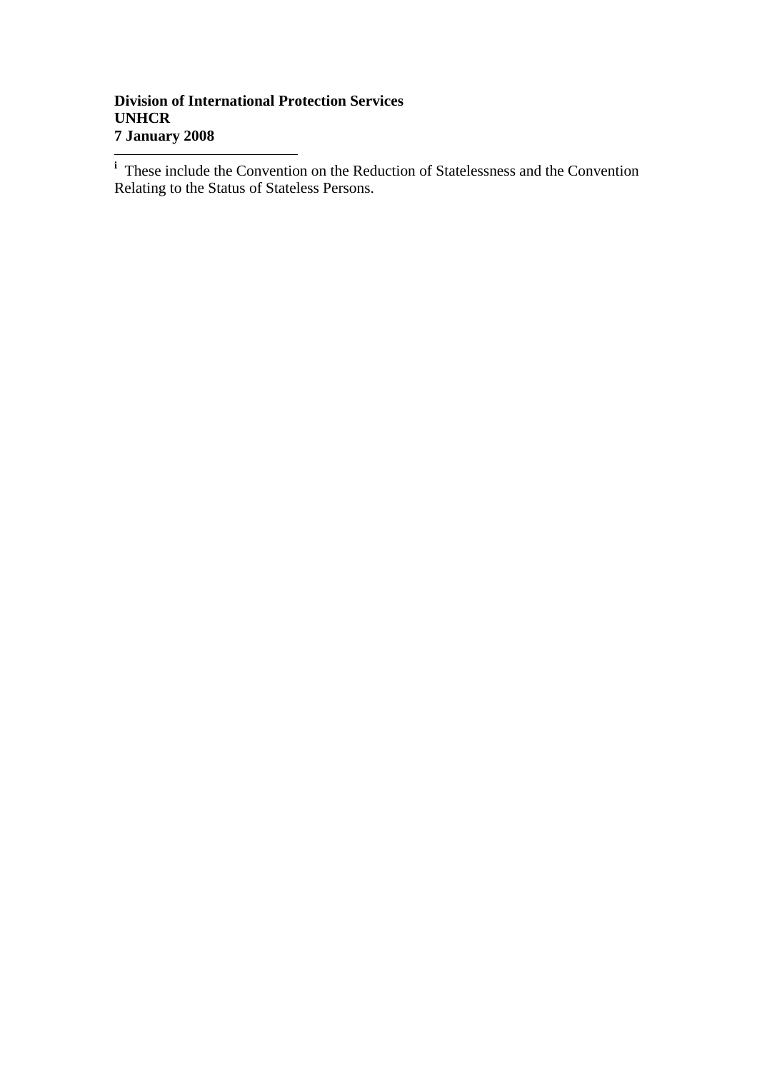**Division of International Protection Services**
**UNHCR**
**7 January 2008**

---

[i] These include the Convention on the Reduction of Statelessness and the Convention Relating to the Status of Stateless Persons.